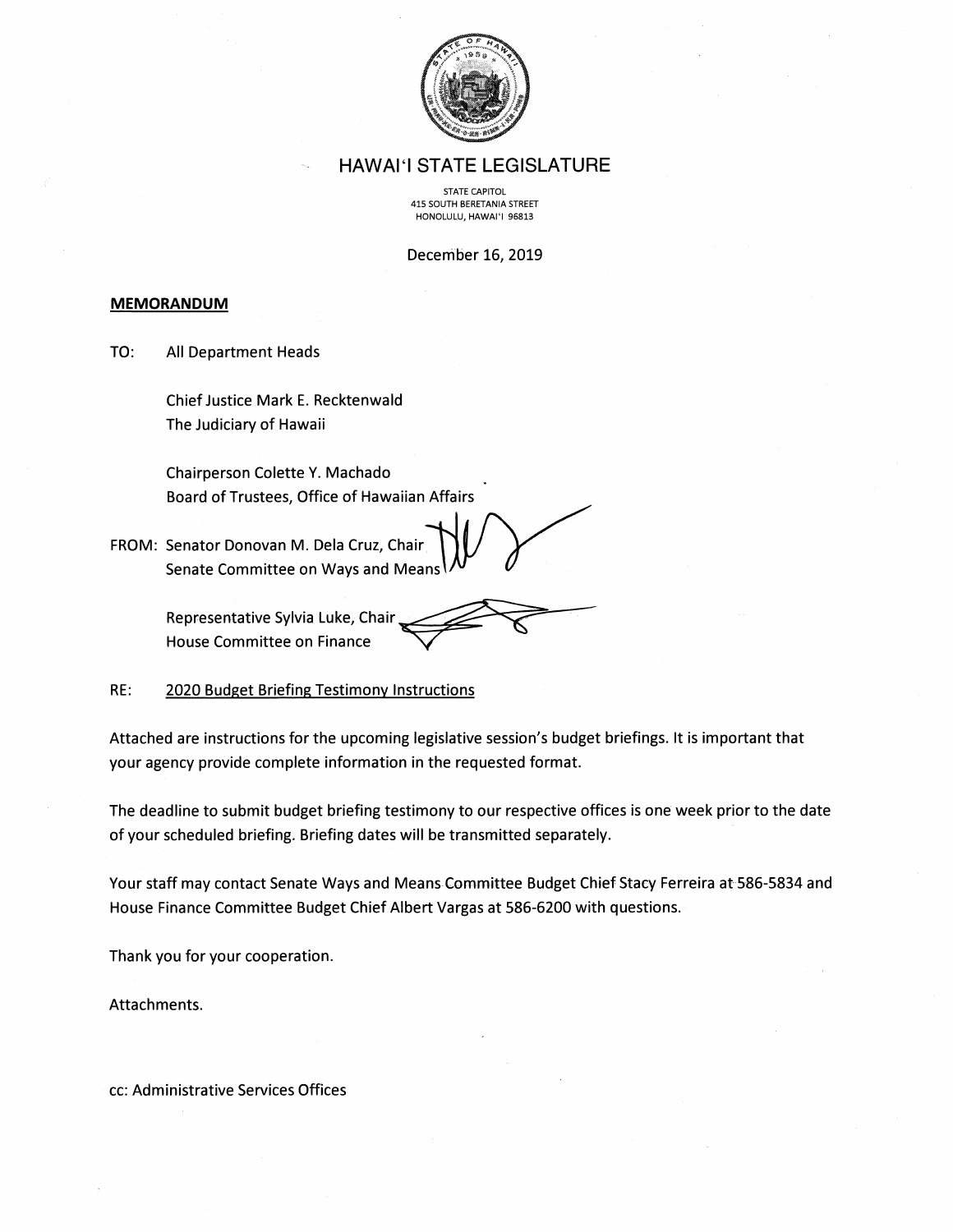# HAWAIʻI STATE LEGISLATURE

STATE CAPITOL
415 SOUTH BERETANIA STREET
HONOLULU, HAWAIʻI 96813

December 16, 2019

**MEMORANDUM**

TO: All Department Heads

Chief Justice Mark E. Recktenwald
The Judiciary of Hawaii

Chairperson Colette Y. Machado
Board of Trustees, Office of Hawaiian Affairs

FROM: Senator Donovan M. Dela Cruz, Chair
Senate Committee on Ways and Means

Representative Sylvia Luke, Chair
House Committee on Finance

RE: 2020 Budget Briefing Testimony Instructions

Attached are instructions for the upcoming legislative session's budget briefings. It is important that your agency provide complete information in the requested format.

The deadline to submit budget briefing testimony to our respective offices is one week prior to the date of your scheduled briefing. Briefing dates will be transmitted separately.

Your staff may contact Senate Ways and Means Committee Budget Chief Stacy Ferreira at 586-5834 and House Finance Committee Budget Chief Albert Vargas at 586-6200 with questions.

Thank you for your cooperation.

Attachments.

cc: Administrative Services Offices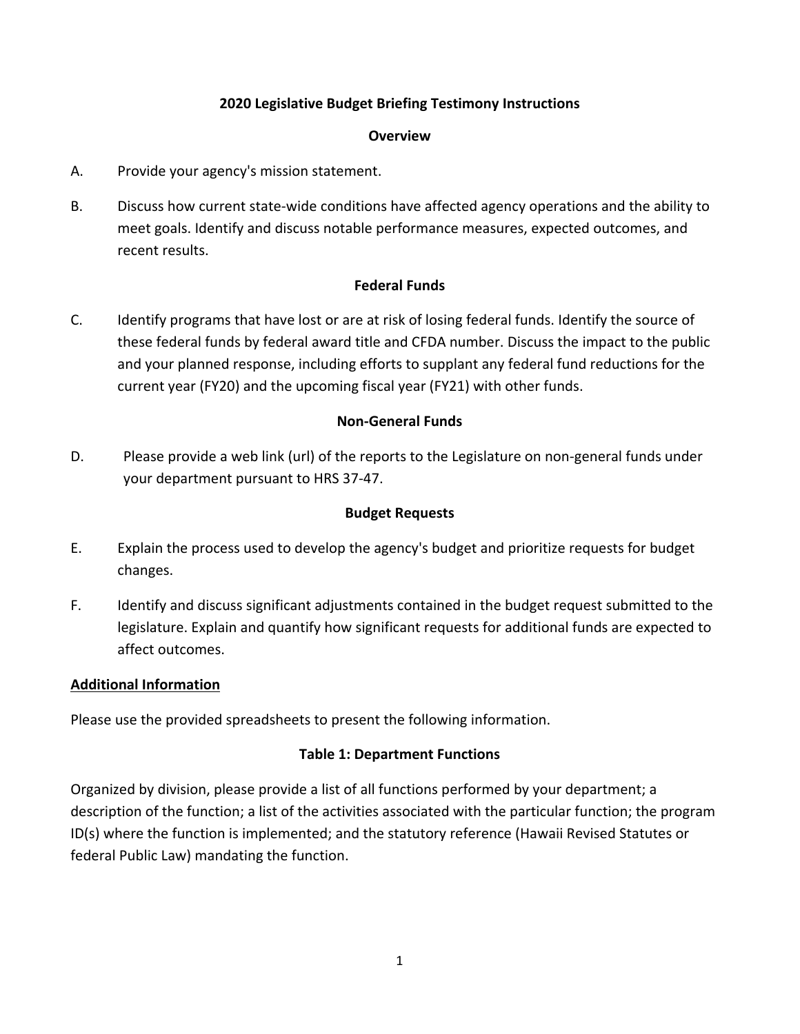# 2020 Legislative Budget Briefing Testimony Instructions

## Overview

A. Provide your agency's mission statement.

B. Discuss how current state-wide conditions have affected agency operations and the ability to meet goals. Identify and discuss notable performance measures, expected outcomes, and recent results.

## Federal Funds

C. Identify programs that have lost or are at risk of losing federal funds. Identify the source of these federal funds by federal award title and CFDA number. Discuss the impact to the public and your planned response, including efforts to supplant any federal fund reductions for the current year (FY20) and the upcoming fiscal year (FY21) with other funds.

## Non-General Funds

D. Please provide a web link (url) of the reports to the Legislature on non-general funds under your department pursuant to HRS 37-47.

## Budget Requests

E. Explain the process used to develop the agency's budget and prioritize requests for budget changes.

F. Identify and discuss significant adjustments contained in the budget request submitted to the legislature. Explain and quantify how significant requests for additional funds are expected to affect outcomes.

## Additional Information

Please use the provided spreadsheets to present the following information.

### Table 1: Department Functions

Organized by division, please provide a list of all functions performed by your department; a description of the function; a list of the activities associated with the particular function; the program ID(s) where the function is implemented; and the statutory reference (Hawaii Revised Statutes or federal Public Law) mandating the function.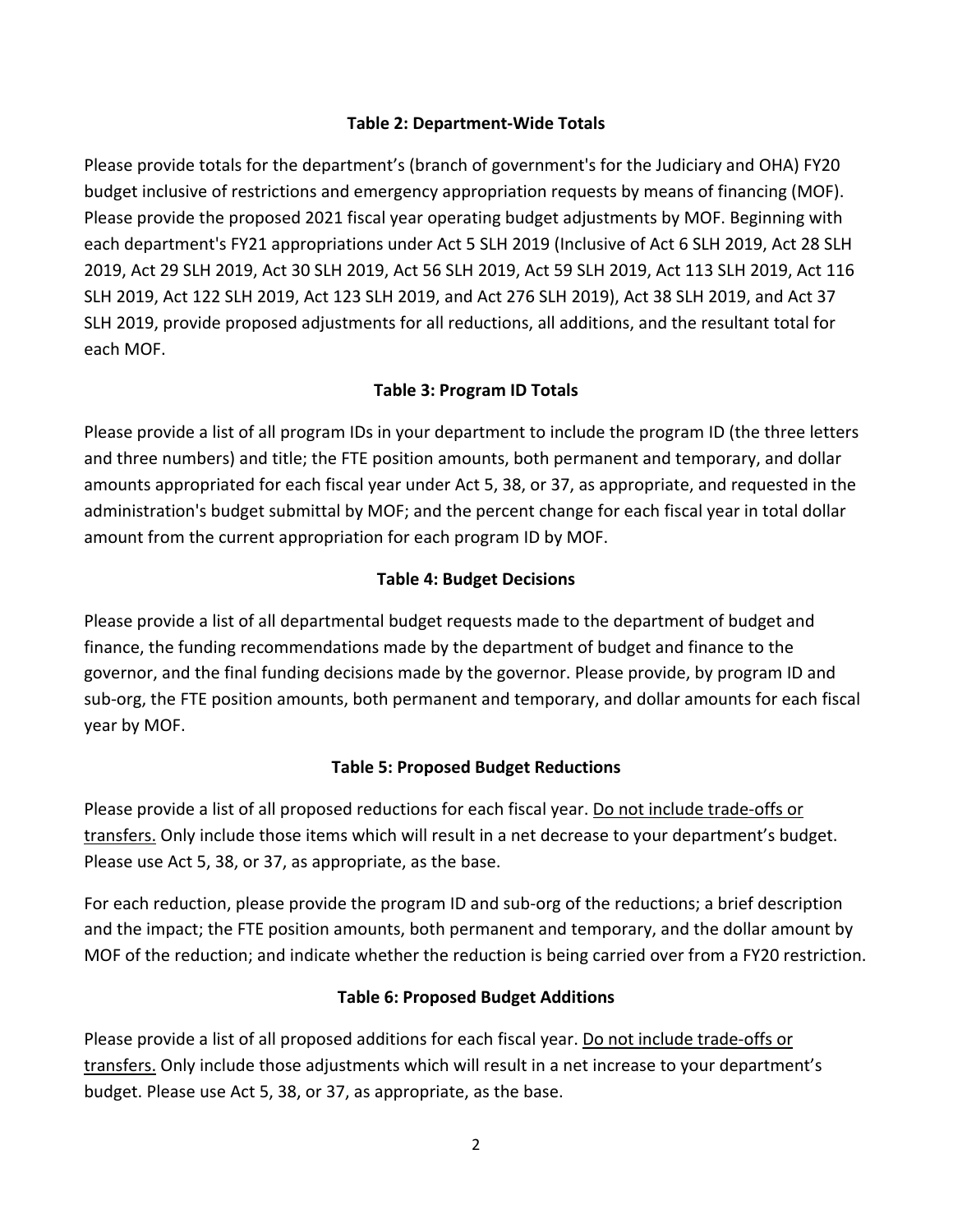### Table 2: Department-Wide Totals

Please provide totals for the department's (branch of government's for the Judiciary and OHA) FY20 budget inclusive of restrictions and emergency appropriation requests by means of financing (MOF). Please provide the proposed 2021 fiscal year operating budget adjustments by MOF. Beginning with each department's FY21 appropriations under Act 5 SLH 2019 (Inclusive of Act 6 SLH 2019, Act 28 SLH 2019, Act 29 SLH 2019, Act 30 SLH 2019, Act 56 SLH 2019, Act 59 SLH 2019, Act 113 SLH 2019, Act 116 SLH 2019, Act 122 SLH 2019, Act 123 SLH 2019, and Act 276 SLH 2019), Act 38 SLH 2019, and Act 37 SLH 2019, provide proposed adjustments for all reductions, all additions, and the resultant total for each MOF.

### Table 3: Program ID Totals

Please provide a list of all program IDs in your department to include the program ID (the three letters and three numbers) and title; the FTE position amounts, both permanent and temporary, and dollar amounts appropriated for each fiscal year under Act 5, 38, or 37, as appropriate, and requested in the administration's budget submittal by MOF; and the percent change for each fiscal year in total dollar amount from the current appropriation for each program ID by MOF.

### Table 4: Budget Decisions

Please provide a list of all departmental budget requests made to the department of budget and finance, the funding recommendations made by the department of budget and finance to the governor, and the final funding decisions made by the governor. Please provide, by program ID and sub-org, the FTE position amounts, both permanent and temporary, and dollar amounts for each fiscal year by MOF.

### Table 5: Proposed Budget Reductions

Please provide a list of all proposed reductions for each fiscal year. <u>Do not include trade-offs or transfers.</u> Only include those items which will result in a net decrease to your department's budget. Please use Act 5, 38, or 37, as appropriate, as the base.

For each reduction, please provide the program ID and sub-org of the reductions; a brief description and the impact; the FTE position amounts, both permanent and temporary, and the dollar amount by MOF of the reduction; and indicate whether the reduction is being carried over from a FY20 restriction.

### Table 6: Proposed Budget Additions

Please provide a list of all proposed additions for each fiscal year. <u>Do not include trade-offs or transfers.</u> Only include those adjustments which will result in a net increase to your department's budget. Please use Act 5, 38, or 37, as appropriate, as the base.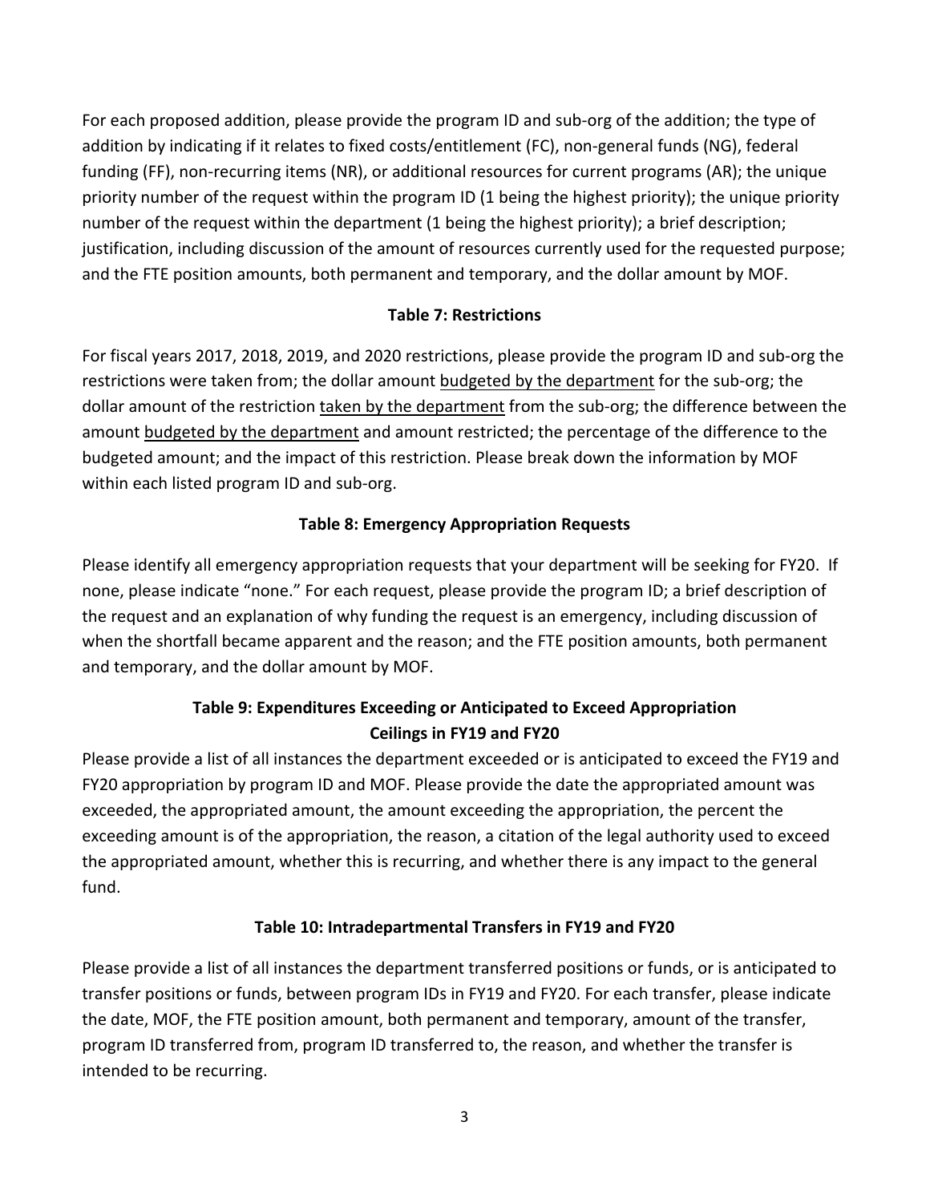For each proposed addition, please provide the program ID and sub-org of the addition; the type of addition by indicating if it relates to fixed costs/entitlement (FC), non-general funds (NG), federal funding (FF), non-recurring items (NR), or additional resources for current programs (AR); the unique priority number of the request within the program ID (1 being the highest priority); the unique priority number of the request within the department (1 being the highest priority); a brief description; justification, including discussion of the amount of resources currently used for the requested purpose; and the FTE position amounts, both permanent and temporary, and the dollar amount by MOF.

### Table 7: Restrictions

For fiscal years 2017, 2018, 2019, and 2020 restrictions, please provide the program ID and sub-org the restrictions were taken from; the dollar amount <u>budgeted by the department</u> for the sub-org; the dollar amount of the restriction <u>taken by the department</u> from the sub-org; the difference between the amount <u>budgeted by the department</u> and amount restricted; the percentage of the difference to the budgeted amount; and the impact of this restriction. Please break down the information by MOF within each listed program ID and sub-org.

### Table 8: Emergency Appropriation Requests

Please identify all emergency appropriation requests that your department will be seeking for FY20. If none, please indicate "none." For each request, please provide the program ID; a brief description of the request and an explanation of why funding the request is an emergency, including discussion of when the shortfall became apparent and the reason; and the FTE position amounts, both permanent and temporary, and the dollar amount by MOF.

### Table 9: Expenditures Exceeding or Anticipated to Exceed Appropriation Ceilings in FY19 and FY20

Please provide a list of all instances the department exceeded or is anticipated to exceed the FY19 and FY20 appropriation by program ID and MOF. Please provide the date the appropriated amount was exceeded, the appropriated amount, the amount exceeding the appropriation, the percent the exceeding amount is of the appropriation, the reason, a citation of the legal authority used to exceed the appropriated amount, whether this is recurring, and whether there is any impact to the general fund.

### Table 10: Intradepartmental Transfers in FY19 and FY20

Please provide a list of all instances the department transferred positions or funds, or is anticipated to transfer positions or funds, between program IDs in FY19 and FY20. For each transfer, please indicate the date, MOF, the FTE position amount, both permanent and temporary, amount of the transfer, program ID transferred from, program ID transferred to, the reason, and whether the transfer is intended to be recurring.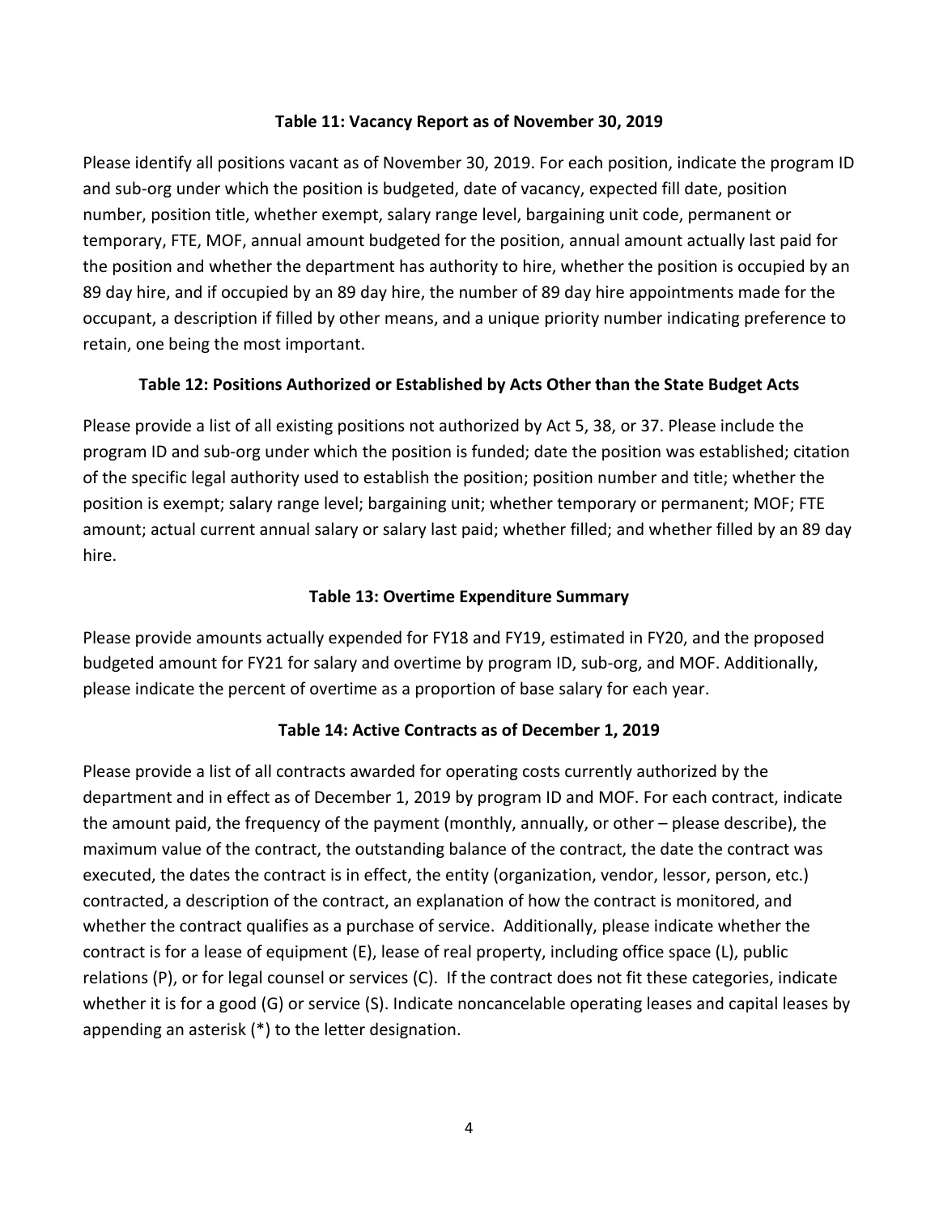### Table 11: Vacancy Report as of November 30, 2019

Please identify all positions vacant as of November 30, 2019. For each position, indicate the program ID and sub-org under which the position is budgeted, date of vacancy, expected fill date, position number, position title, whether exempt, salary range level, bargaining unit code, permanent or temporary, FTE, MOF, annual amount budgeted for the position, annual amount actually last paid for the position and whether the department has authority to hire, whether the position is occupied by an 89 day hire, and if occupied by an 89 day hire, the number of 89 day hire appointments made for the occupant, a description if filled by other means, and a unique priority number indicating preference to retain, one being the most important.

### Table 12: Positions Authorized or Established by Acts Other than the State Budget Acts

Please provide a list of all existing positions not authorized by Act 5, 38, or 37. Please include the program ID and sub-org under which the position is funded; date the position was established; citation of the specific legal authority used to establish the position; position number and title; whether the position is exempt; salary range level; bargaining unit; whether temporary or permanent; MOF; FTE amount; actual current annual salary or salary last paid; whether filled; and whether filled by an 89 day hire.

### Table 13: Overtime Expenditure Summary

Please provide amounts actually expended for FY18 and FY19, estimated in FY20, and the proposed budgeted amount for FY21 for salary and overtime by program ID, sub-org, and MOF. Additionally, please indicate the percent of overtime as a proportion of base salary for each year.

### Table 14: Active Contracts as of December 1, 2019

Please provide a list of all contracts awarded for operating costs currently authorized by the department and in effect as of December 1, 2019 by program ID and MOF. For each contract, indicate the amount paid, the frequency of the payment (monthly, annually, or other – please describe), the maximum value of the contract, the outstanding balance of the contract, the date the contract was executed, the dates the contract is in effect, the entity (organization, vendor, lessor, person, etc.) contracted, a description of the contract, an explanation of how the contract is monitored, and whether the contract qualifies as a purchase of service. Additionally, please indicate whether the contract is for a lease of equipment (E), lease of real property, including office space (L), public relations (P), or for legal counsel or services (C). If the contract does not fit these categories, indicate whether it is for a good (G) or service (S). Indicate noncancelable operating leases and capital leases by appending an asterisk (*) to the letter designation.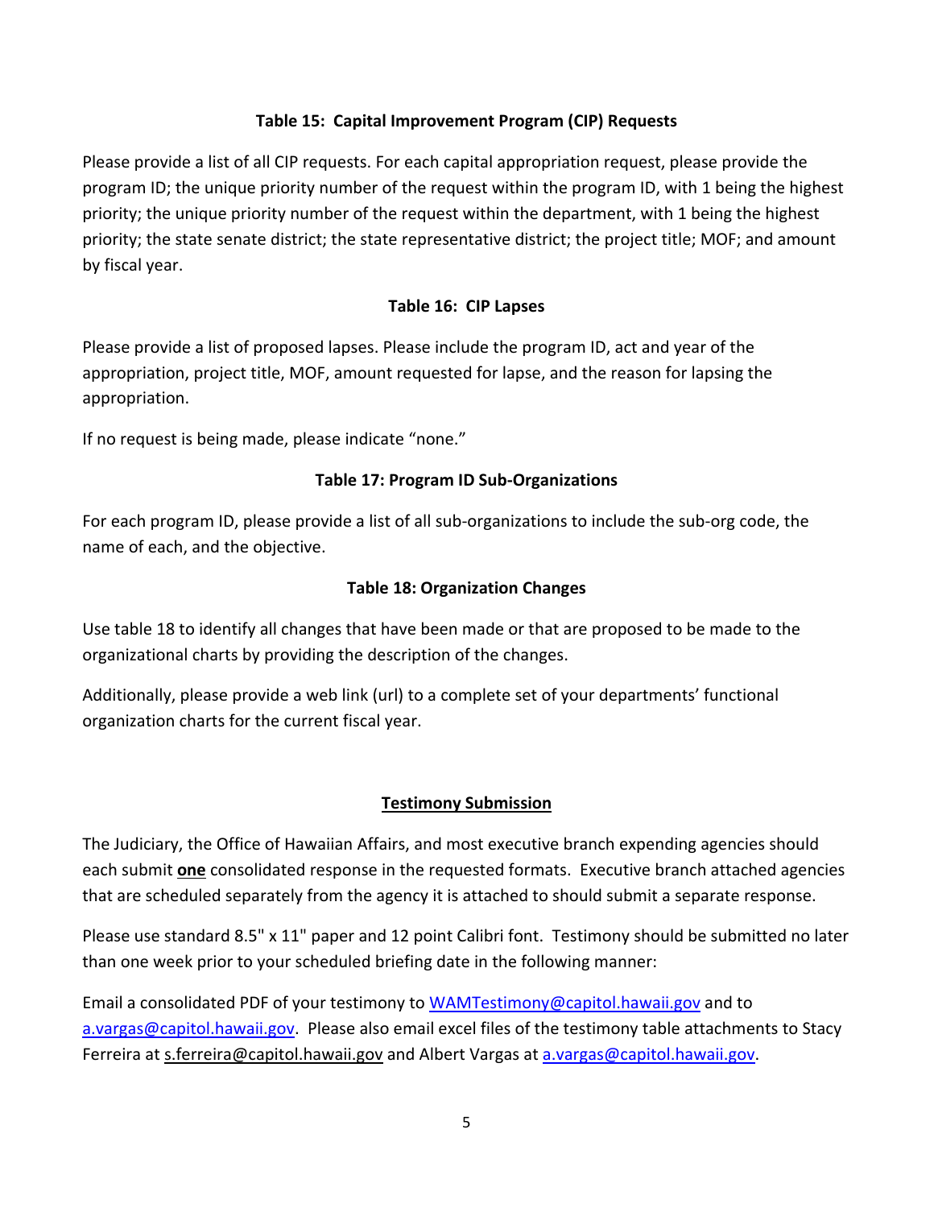**Table 15: Capital Improvement Program (CIP) Requests**

Please provide a list of all CIP requests. For each capital appropriation request, please provide the program ID; the unique priority number of the request within the program ID, with 1 being the highest priority; the unique priority number of the request within the department, with 1 being the highest priority; the state senate district; the state representative district; the project title; MOF; and amount by fiscal year.

**Table 16: CIP Lapses**

Please provide a list of proposed lapses. Please include the program ID, act and year of the appropriation, project title, MOF, amount requested for lapse, and the reason for lapsing the appropriation.

If no request is being made, please indicate "none."

**Table 17: Program ID Sub-Organizations**

For each program ID, please provide a list of all sub-organizations to include the sub-org code, the name of each, and the objective.

**Table 18: Organization Changes**

Use table 18 to identify all changes that have been made or that are proposed to be made to the organizational charts by providing the description of the changes.

Additionally, please provide a web link (url) to a complete set of your departments' functional organization charts for the current fiscal year.

**Testimony Submission**

The Judiciary, the Office of Hawaiian Affairs, and most executive branch expending agencies should each submit **one** consolidated response in the requested formats. Executive branch attached agencies that are scheduled separately from the agency it is attached to should submit a separate response.

Please use standard 8.5" x 11" paper and 12 point Calibri font. Testimony should be submitted no later than one week prior to your scheduled briefing date in the following manner:

Email a consolidated PDF of your testimony to WAMTestimony@capitol.hawaii.gov and to a.vargas@capitol.hawaii.gov. Please also email excel files of the testimony table attachments to Stacy Ferreira at s.ferreira@capitol.hawaii.gov and Albert Vargas at a.vargas@capitol.hawaii.gov.